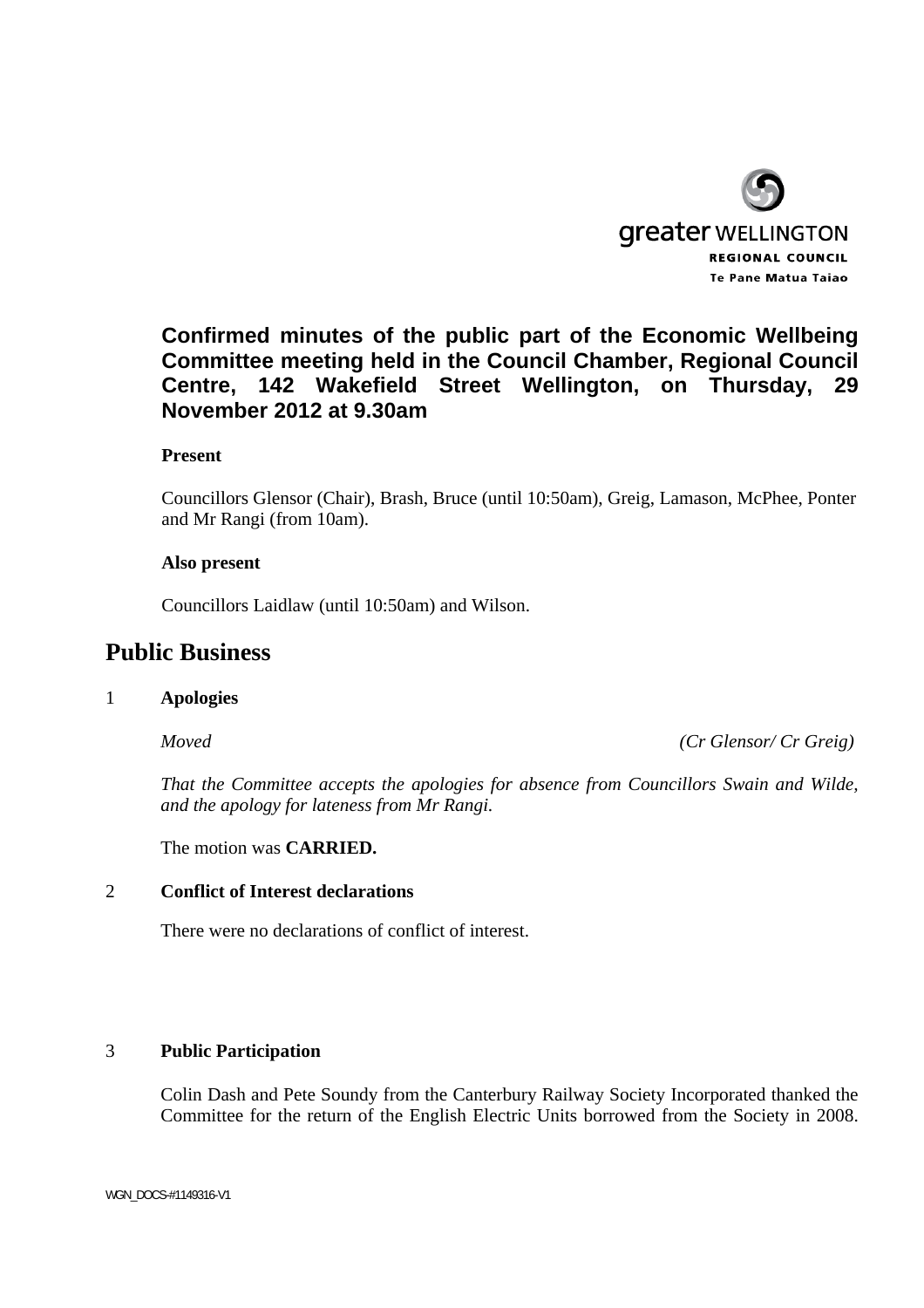greater WELLINGTON
REGIONAL COUNCIL
Te Pane Matua Taiao

## Confirmed minutes of the public part of the Economic Wellbeing Committee meeting held in the Council Chamber, Regional Council Centre, 142 Wakefield Street Wellington, on Thursday, 29 November 2012 at 9.30am

**Present**

Councillors Glensor (Chair), Brash, Bruce (until 10:50am), Greig, Lamason, McPhee, Ponter and Mr Rangi (from 10am).

**Also present**

Councillors Laidlaw (until 10:50am) and Wilson.

# Public Business

1 **Apologies**

*Moved* *(Cr Glensor/ Cr Greig)*

*That the Committee accepts the apologies for absence from Councillors Swain and Wilde, and the apology for lateness from Mr Rangi.*

The motion was **CARRIED.**

2 **Conflict of Interest declarations**

There were no declarations of conflict of interest.

3 **Public Participation**

Colin Dash and Pete Soundy from the Canterbury Railway Society Incorporated thanked the Committee for the return of the English Electric Units borrowed from the Society in 2008.

WGN_DOCS-#1149316-V1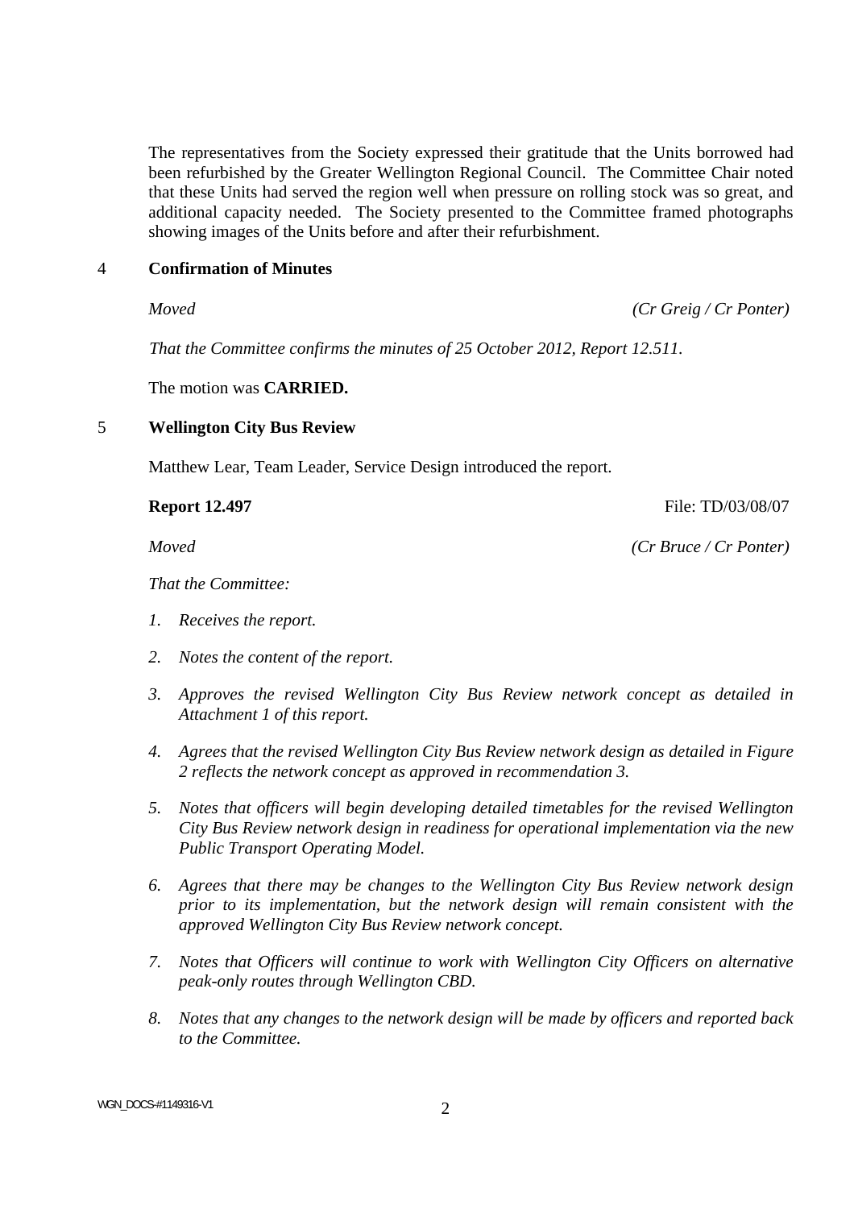The representatives from the Society expressed their gratitude that the Units borrowed had been refurbished by the Greater Wellington Regional Council. The Committee Chair noted that these Units had served the region well when pressure on rolling stock was so great, and additional capacity needed. The Society presented to the Committee framed photographs showing images of the Units before and after their refurbishment.

## 4 Confirmation of Minutes

*Moved* *(Cr Greig / Cr Ponter)*

*That the Committee confirms the minutes of 25 October 2012, Report 12.511.*

The motion was **CARRIED.**

## 5 Wellington City Bus Review

Matthew Lear, Team Leader, Service Design introduced the report.

**Report 12.497** File: TD/03/08/07

*Moved* *(Cr Bruce / Cr Ponter)*

*That the Committee:*

1. *Receives the report.*
2. *Notes the content of the report.*
3. *Approves the revised Wellington City Bus Review network concept as detailed in Attachment 1 of this report.*
4. *Agrees that the revised Wellington City Bus Review network design as detailed in Figure 2 reflects the network concept as approved in recommendation 3.*
5. *Notes that officers will begin developing detailed timetables for the revised Wellington City Bus Review network design in readiness for operational implementation via the new Public Transport Operating Model.*
6. *Agrees that there may be changes to the Wellington City Bus Review network design prior to its implementation, but the network design will remain consistent with the approved Wellington City Bus Review network concept.*
7. *Notes that Officers will continue to work with Wellington City Officers on alternative peak-only routes through Wellington CBD.*
8. *Notes that any changes to the network design will be made by officers and reported back to the Committee.*

WGN_DOCS-#1149316-V1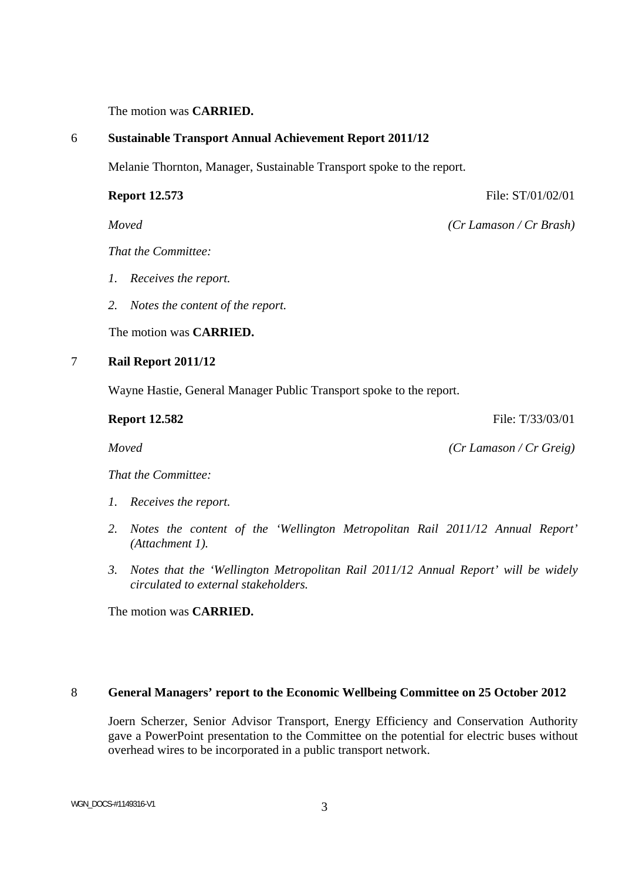The motion was **CARRIED.**

## 6 Sustainable Transport Annual Achievement Report 2011/12

Melanie Thornton, Manager, Sustainable Transport spoke to the report.

**Report 12.573** File: ST/01/02/01

*Moved* *(Cr Lamason / Cr Brash)*

*That the Committee:*

1. *Receives the report.*
2. *Notes the content of the report.*

The motion was **CARRIED.**

## 7 Rail Report 2011/12

Wayne Hastie, General Manager Public Transport spoke to the report.

**Report 12.582** File: T/33/03/01

*Moved* *(Cr Lamason / Cr Greig)*

*That the Committee:*

1. *Receives the report.*
2. *Notes the content of the 'Wellington Metropolitan Rail 2011/12 Annual Report' (Attachment 1).*
3. *Notes that the 'Wellington Metropolitan Rail 2011/12 Annual Report' will be widely circulated to external stakeholders.*

The motion was **CARRIED.**

## 8 General Managers' report to the Economic Wellbeing Committee on 25 October 2012

Joern Scherzer, Senior Advisor Transport, Energy Efficiency and Conservation Authority gave a PowerPoint presentation to the Committee on the potential for electric buses without overhead wires to be incorporated in a public transport network.

WGN_DOCS-#1149316-V1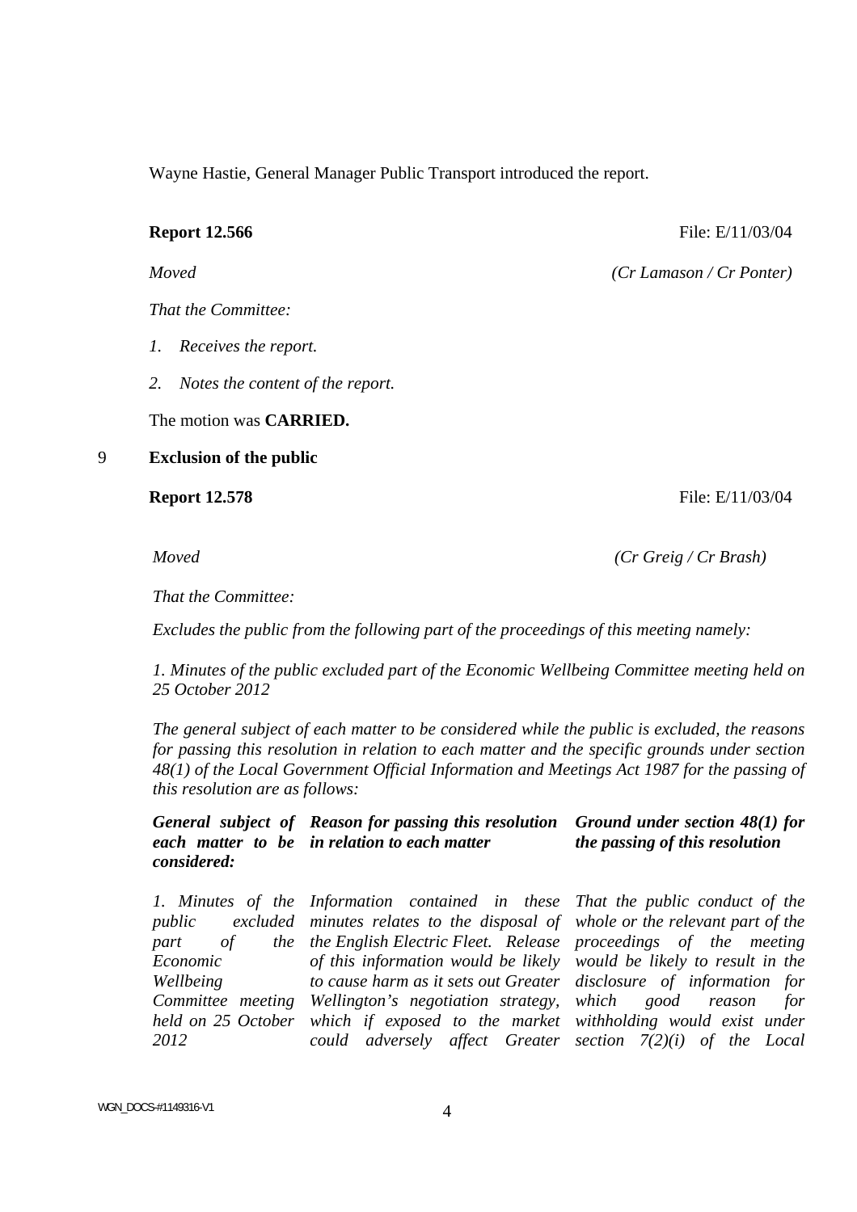Wayne Hastie, General Manager Public Transport introduced the report.

**Report 12.566** File: E/11/03/04

*Moved* *(Cr Lamason / Cr Ponter)*

*That the Committee:*

1. *Receives the report.*
2. *Notes the content of the report.*

The motion was **CARRIED.**

## 9 Exclusion of the public

**Report 12.578** File: E/11/03/04

*Moved* *(Cr Greig / Cr Brash)*

*That the Committee:*

*Excludes the public from the following part of the proceedings of this meeting namely:*

*1. Minutes of the public excluded part of the Economic Wellbeing Committee meeting held on 25 October 2012*

*The general subject of each matter to be considered while the public is excluded, the reasons for passing this resolution in relation to each matter and the specific grounds under section 48(1) of the Local Government Official Information and Meetings Act 1987 for the passing of this resolution are as follows:*

| ***General subject of each matter to be considered:*** | ***Reason for passing this resolution in relation to each matter*** | ***Ground under section 48(1) for the passing of this resolution*** |
|---|---|---|
| *1. Minutes of the public excluded part of the Economic Wellbeing Committee meeting held on 25 October 2012* | *Information contained in these minutes relates to the disposal of the English Electric Fleet. Release of this information would be likely to cause harm as it sets out Greater Wellington's negotiation strategy, which if exposed to the market could adversely affect Greater* | *That the public conduct of the whole or the relevant part of the proceedings of the meeting would be likely to result in the disclosure of information for which good reason for withholding would exist under section 7(2)(i) of the Local* |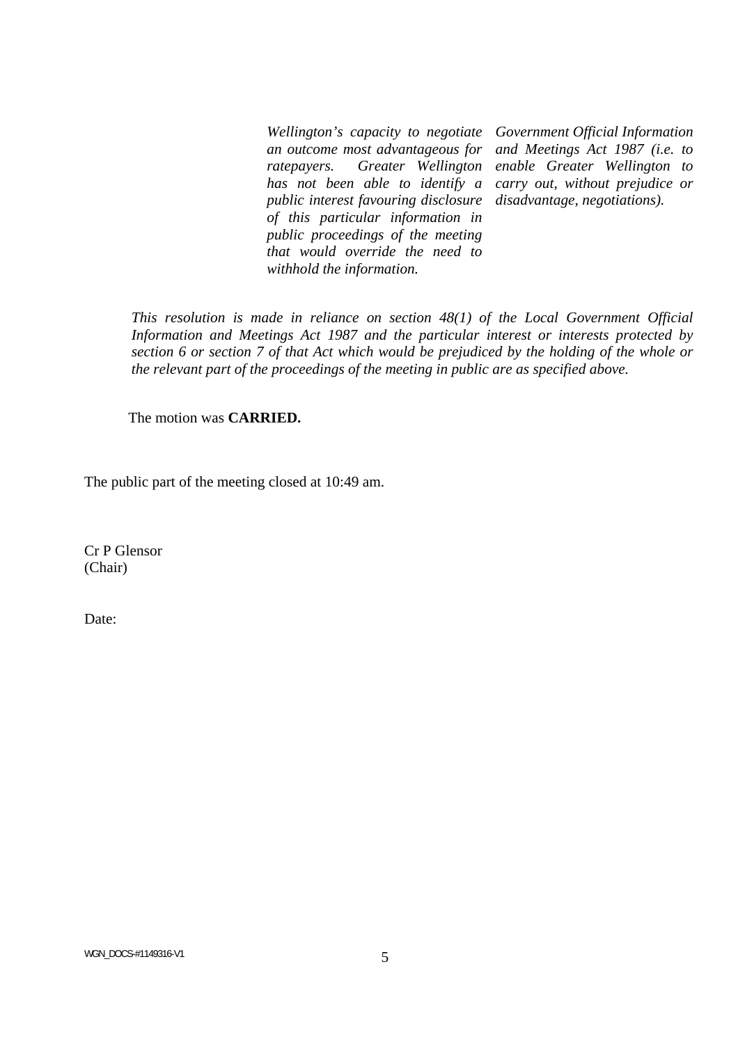| | | |
|---|---|---|
| | *Wellington's capacity to negotiate an outcome most advantageous for ratepayers. Greater Wellington has not been able to identify a public interest favouring disclosure of this particular information in public proceedings of the meeting that would override the need to withhold the information.* | *Government Official Information and Meetings Act 1987 (i.e. to enable Greater Wellington to carry out, without prejudice or disadvantage, negotiations).* |

*This resolution is made in reliance on section 48(1) of the Local Government Official Information and Meetings Act 1987 and the particular interest or interests protected by section 6 or section 7 of that Act which would be prejudiced by the holding of the whole or the relevant part of the proceedings of the meeting in public are as specified above.*

The motion was **CARRIED.**

The public part of the meeting closed at 10:49 am.

Cr P Glensor
(Chair)

Date:

WGN_DOCS-#1149316-V1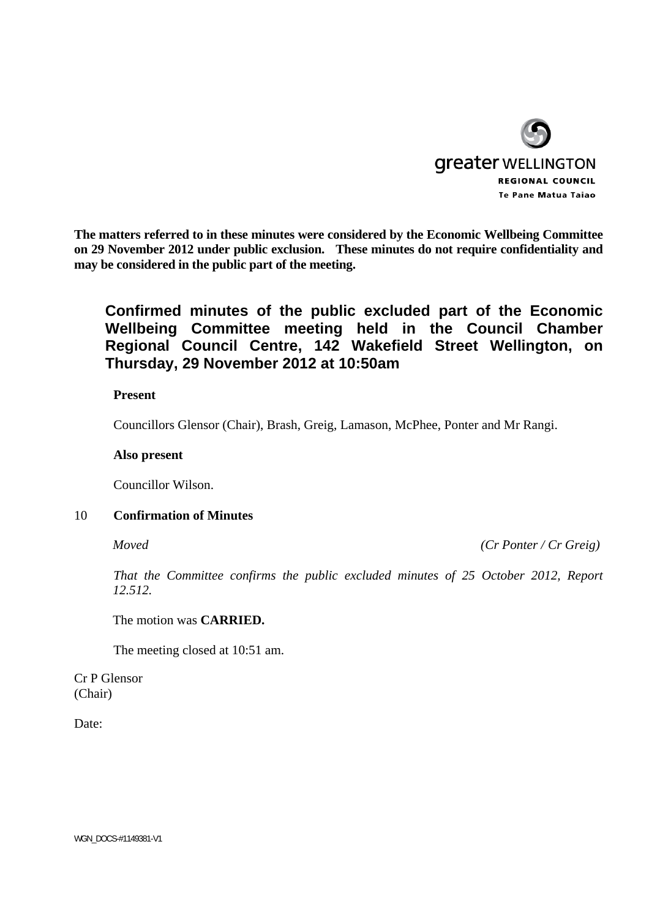greater WELLINGTON
REGIONAL COUNCIL
Te Pane Matua Taiao

**The matters referred to in these minutes were considered by the Economic Wellbeing Committee on 29 November 2012 under public exclusion. These minutes do not require confidentiality and may be considered in the public part of the meeting.**

## Confirmed minutes of the public excluded part of the Economic Wellbeing Committee meeting held in the Council Chamber Regional Council Centre, 142 Wakefield Street Wellington, on Thursday, 29 November 2012 at 10:50am

**Present**

Councillors Glensor (Chair), Brash, Greig, Lamason, McPhee, Ponter and Mr Rangi.

**Also present**

Councillor Wilson.

10 **Confirmation of Minutes**

*Moved* *(Cr Ponter / Cr Greig)*

*That the Committee confirms the public excluded minutes of 25 October 2012, Report 12.512.*

The motion was **CARRIED.**

The meeting closed at 10:51 am.

Cr P Glensor
(Chair)

Date:

WGN_DOCS-#1149381-V1